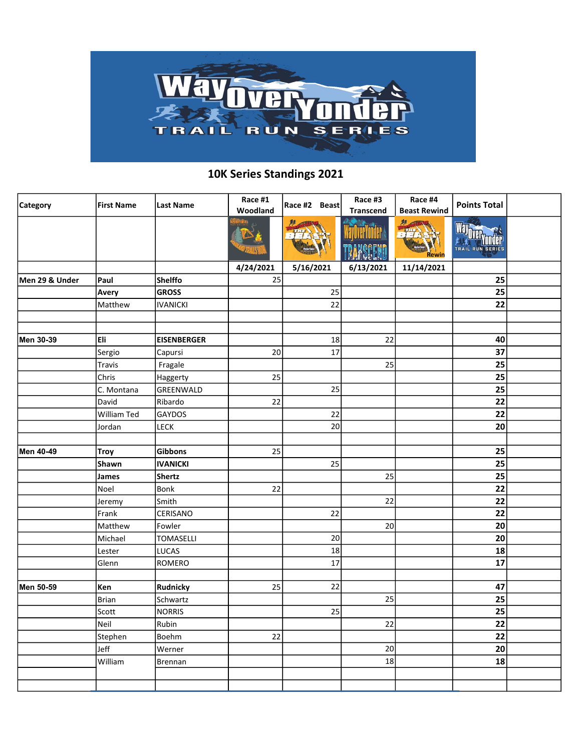# 10K Series Standings 2021

| Category | First Name | Last Name | Race #1 Woodland | Race #2 Beast | Race #3 Transcend | Race #4 Beast Rewind | Points Total | |
|---|---|---|---|---|---|---|---|---|
| | | | 4/24/2021 | 5/16/2021 | 6/13/2021 | 11/14/2021 | | |
| **Men 29 & Under** | **Paul** | **Shelffo** | 25 | | | | **25** | |
| | **Avery** | **GROSS** | | 25 | | | **25** | |
| | Matthew | IVANICKI | | 22 | | | **22** | |
| | | | | | | | | |
| | | | | | | | | |
| **Men 30-39** | **Eli** | **EISENBERGER** | | 18 | 22 | | **40** | |
| | Sergio | Capursi | 20 | 17 | | | **37** | |
| | Travis | Fragale | | | 25 | | **25** | |
| | Chris | Haggerty | 25 | | | | **25** | |
| | C. Montana | GREENWALD | | 25 | | | **25** | |
| | David | Ribardo | 22 | | | | **22** | |
| | William Ted | GAYDOS | | 22 | | | **22** | |
| | Jordan | LECK | | 20 | | | **20** | |
| | | | | | | | | |
| **Men 40-49** | **Troy** | **Gibbons** | 25 | | | | **25** | |
| | **Shawn** | **IVANICKI** | | 25 | | | **25** | |
| | **James** | **Shertz** | | | 25 | | **25** | |
| | Noel | Bonk | 22 | | | | **22** | |
| | Jeremy | Smith | | | 22 | | **22** | |
| | Frank | CERISANO | | 22 | | | **22** | |
| | Matthew | Fowler | | | 20 | | **20** | |
| | Michael | TOMASELLI | | 20 | | | **20** | |
| | Lester | LUCAS | | 18 | | | **18** | |
| | Glenn | ROMERO | | 17 | | | **17** | |
| | | | | | | | | |
| **Men 50-59** | **Ken** | **Rudnicky** | 25 | 22 | | | **47** | |
| | Brian | Schwartz | | | 25 | | **25** | |
| | Scott | NORRIS | | 25 | | | **25** | |
| | Neil | Rubin | | | 22 | | **22** | |
| | Stephen | Boehm | 22 | | | | **22** | |
| | Jeff | Werner | | | 20 | | **20** | |
| | William | Brennan | | | 18 | | **18** | |
| | | | | | | | | |
| | | | | | | | | |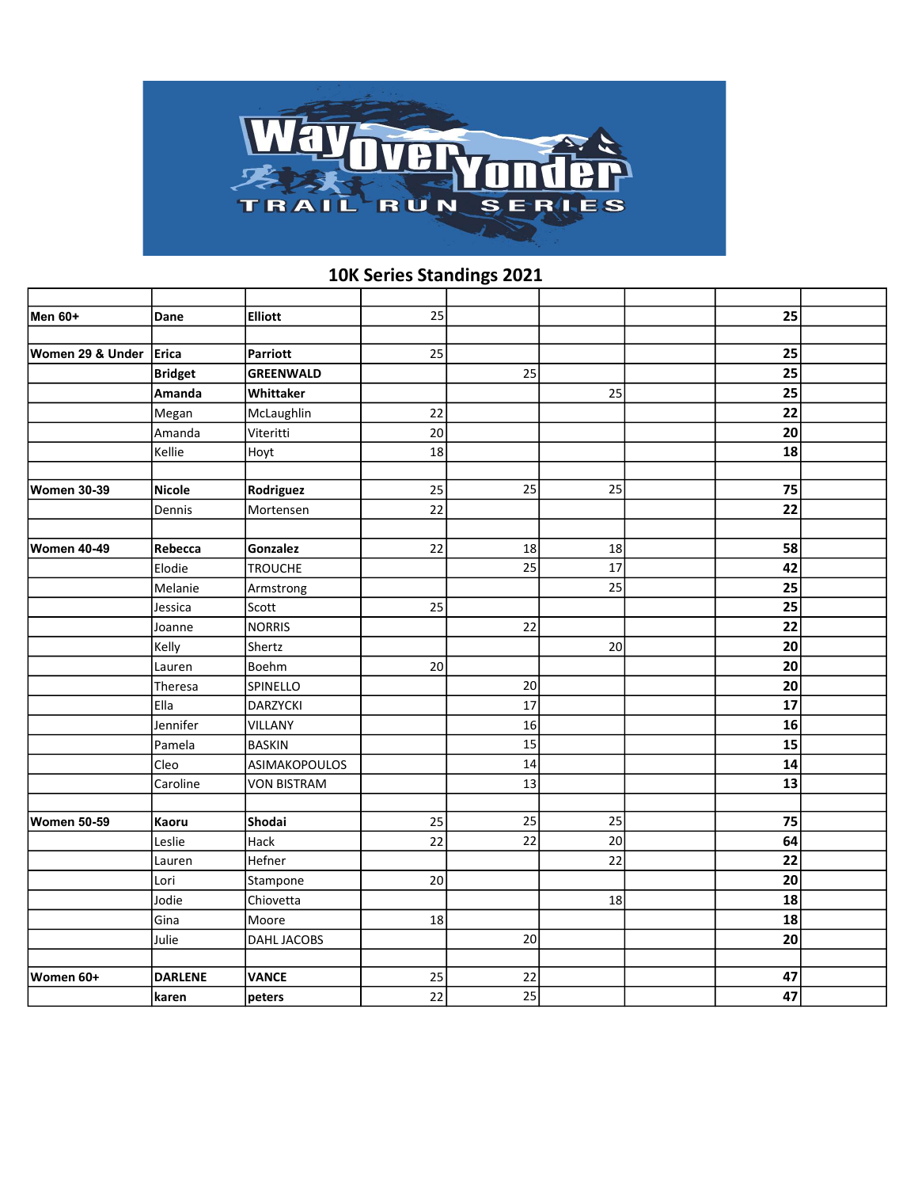# 10K Series Standings 2021

| | | | | | | | | |
|---|---|---|---|---|---|---|---|---|
| | | | | | | | | |
| **Men 60+** | **Dane** | **Elliott** | 25 | | | | **25** | |
| | | | | | | | | |
| **Women 29 & Under** | **Erica** | **Parriott** | 25 | | | | **25** | |
| | **Bridget** | **GREENWALD** | | 25 | | | **25** | |
| | **Amanda** | **Whittaker** | | | 25 | | **25** | |
| | Megan | McLaughlin | 22 | | | | **22** | |
| | Amanda | Viteritti | 20 | | | | **20** | |
| | Kellie | Hoyt | 18 | | | | **18** | |
| | | | | | | | | |
| **Women 30-39** | **Nicole** | **Rodriguez** | 25 | 25 | 25 | | **75** | |
| | Dennis | Mortensen | 22 | | | | **22** | |
| | | | | | | | | |
| **Women 40-49** | **Rebecca** | **Gonzalez** | 22 | 18 | 18 | | **58** | |
| | Elodie | TROUCHE | | 25 | 17 | | **42** | |
| | Melanie | Armstrong | | | 25 | | **25** | |
| | Jessica | Scott | 25 | | | | **25** | |
| | Joanne | NORRIS | | 22 | | | **22** | |
| | Kelly | Shertz | | | 20 | | **20** | |
| | Lauren | Boehm | 20 | | | | **20** | |
| | Theresa | SPINELLO | | 20 | | | **20** | |
| | Ella | DARZYCKI | | 17 | | | **17** | |
| | Jennifer | VILLANY | | 16 | | | **16** | |
| | Pamela | BASKIN | | 15 | | | **15** | |
| | Cleo | ASIMAKOPOULOS | | 14 | | | **14** | |
| | Caroline | VON BISTRAM | | 13 | | | **13** | |
| | | | | | | | | |
| **Women 50-59** | **Kaoru** | **Shodai** | 25 | 25 | 25 | | **75** | |
| | Leslie | Hack | 22 | 22 | 20 | | **64** | |
| | Lauren | Hefner | | | 22 | | **22** | |
| | Lori | Stampone | 20 | | | | **20** | |
| | Jodie | Chiovetta | | | 18 | | **18** | |
| | Gina | Moore | 18 | | | | **18** | |
| | Julie | DAHL JACOBS | | 20 | | | **20** | |
| | | | | | | | | |
| **Women 60+** | **DARLENE** | **VANCE** | 25 | 22 | | | **47** | |
| | **karen** | **peters** | 22 | 25 | | | **47** | |